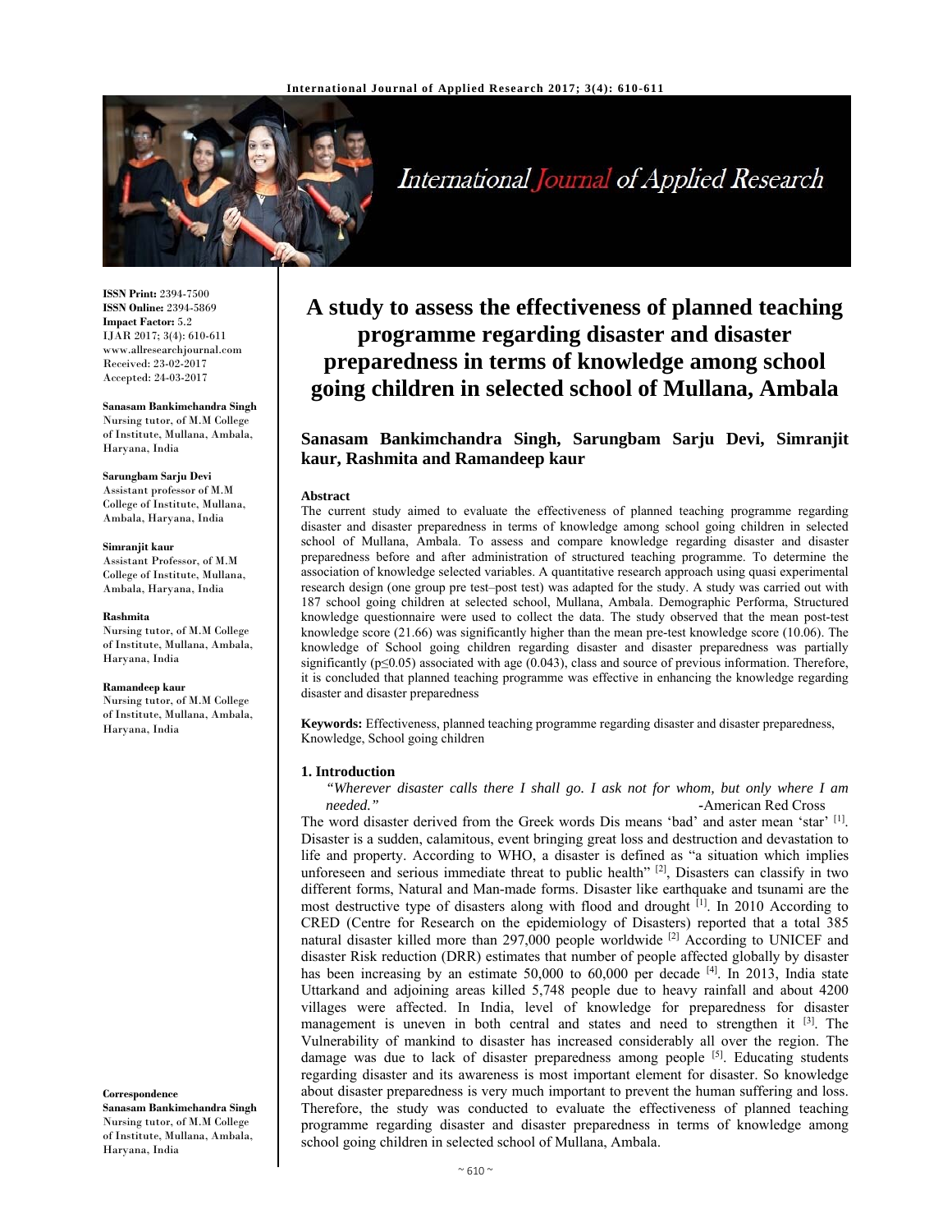# A study to assess the effectiveness of planned teaching programme regarding disaster and disaster preparedness in terms of knowledge among school going children in selected school of Mullana, Ambala

**Sanasam Bankimchandra Singh, Sarungbam Sarju Devi, Simranjit kaur, Rashmita and Ramandeep kaur**

ISSN Print: 2394-7500
ISSN Online: 2394-5869
Impact Factor: 5.2
IJAR 2017; 3(4): 610-611
www.allresearchjournal.com
Received: 23-02-2017
Accepted: 24-03-2017

**Sanasam Bankimchandra Singh**
Nursing tutor, of M.M College of Institute, Mullana, Ambala, Haryana, India

**Sarungbam Sarju Devi**
Assistant professor of M.M College of Institute, Mullana, Ambala, Haryana, India

**Simranjit kaur**
Assistant Professor, of M.M College of Institute, Mullana, Ambala, Haryana, India

**Rashmita**
Nursing tutor, of M.M College of Institute, Mullana, Ambala, Haryana, India

**Ramandeep kaur**
Nursing tutor, of M.M College of Institute, Mullana, Ambala, Haryana, India

**Correspondence**
**Sanasam Bankimchandra Singh**
Nursing tutor, of M.M College of Institute, Mullana, Ambala, Haryana, India

## Abstract

The current study aimed to evaluate the effectiveness of planned teaching programme regarding disaster and disaster preparedness in terms of knowledge among school going children in selected school of Mullana, Ambala. To assess and compare knowledge regarding disaster and disaster preparedness before and after administration of structured teaching programme. To determine the association of knowledge selected variables. A quantitative research approach using quasi experimental research design (one group pre test–post test) was adapted for the study. A study was carried out with 187 school going children at selected school, Mullana, Ambala. Demographic Performa, Structured knowledge questionnaire were used to collect the data. The study observed that the mean post-test knowledge score (21.66) was significantly higher than the mean pre-test knowledge score (10.06). The knowledge of School going children regarding disaster and disaster preparedness was partially significantly ($p \leq 0.05$) associated with age (0.043), class and source of previous information. Therefore, it is concluded that planned teaching programme was effective in enhancing the knowledge regarding disaster and disaster preparedness

**Keywords:** Effectiveness, planned teaching programme regarding disaster and disaster preparedness, Knowledge, School going children

## 1. Introduction

*"Wherever disaster calls there I shall go. I ask not for whom, but only where I am needed."* -American Red Cross

The word disaster derived from the Greek words Dis means 'bad' and aster mean 'star' [1]. Disaster is a sudden, calamitous, event bringing great loss and destruction and devastation to life and property. According to WHO, a disaster is defined as "a situation which implies unforeseen and serious immediate threat to public health" [2], Disasters can classify in two different forms, Natural and Man-made forms. Disaster like earthquake and tsunami are the most destructive type of disasters along with flood and drought [1]. In 2010 According to CRED (Centre for Research on the epidemiology of Disasters) reported that a total 385 natural disaster killed more than 297,000 people worldwide [2] According to UNICEF and disaster Risk reduction (DRR) estimates that number of people affected globally by disaster has been increasing by an estimate 50,000 to 60,000 per decade [4]. In 2013, India state Uttarkand and adjoining areas killed 5,748 people due to heavy rainfall and about 4200 villages were affected. In India, level of knowledge for preparedness for disaster management is uneven in both central and states and need to strengthen it [3]. The Vulnerability of mankind to disaster has increased considerably all over the region. The damage was due to lack of disaster preparedness among people [5]. Educating students regarding disaster and its awareness is most important element for disaster. So knowledge about disaster preparedness is very much important to prevent the human suffering and loss. Therefore, the study was conducted to evaluate the effectiveness of planned teaching programme regarding disaster and disaster preparedness in terms of knowledge among school going children in selected school of Mullana, Ambala.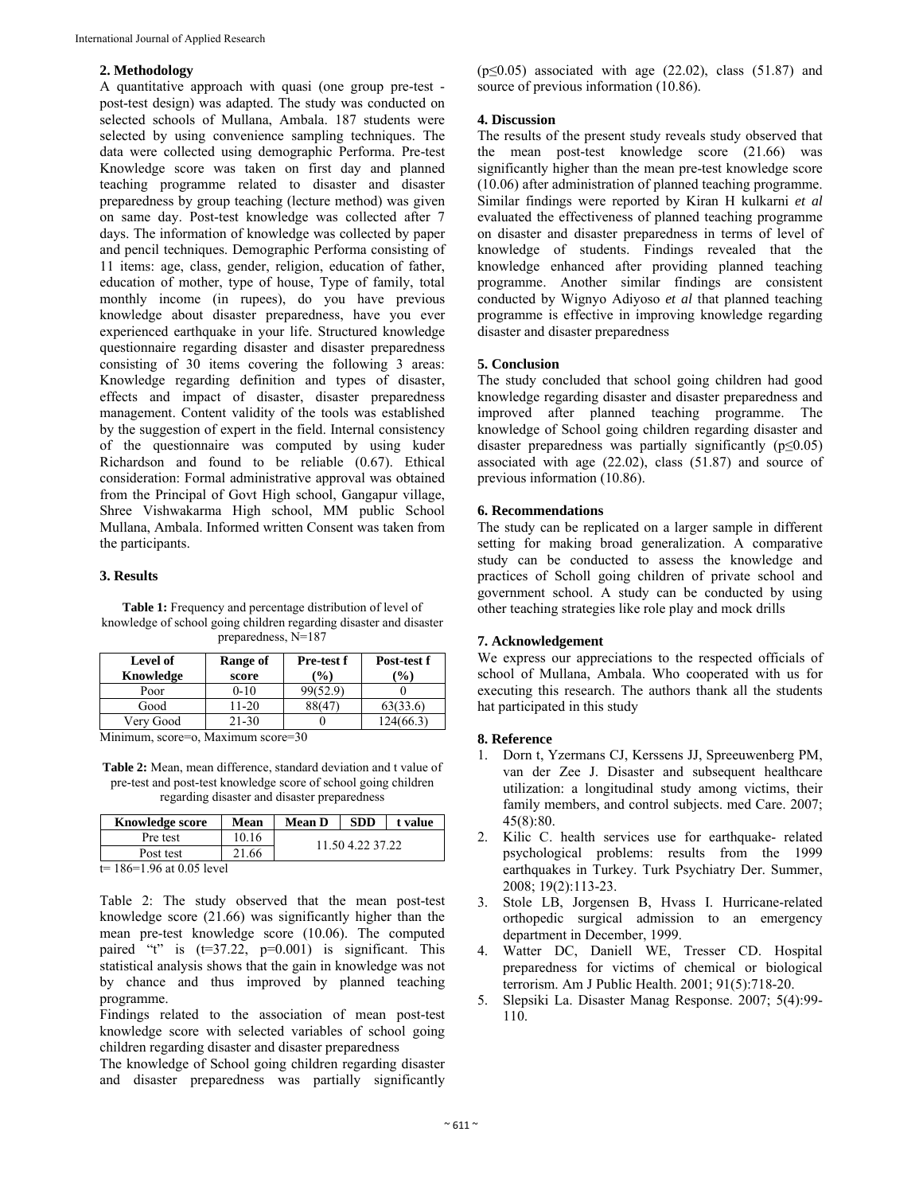## 2. Methodology

A quantitative approach with quasi (one group pre-test - post-test design) was adapted. The study was conducted on selected schools of Mullana, Ambala. 187 students were selected by using convenience sampling techniques. The data were collected using demographic Performa. Pre-test Knowledge score was taken on first day and planned teaching programme related to disaster and disaster preparedness by group teaching (lecture method) was given on same day. Post-test knowledge was collected after 7 days. The information of knowledge was collected by paper and pencil techniques. Demographic Performa consisting of 11 items: age, class, gender, religion, education of father, education of mother, type of house, Type of family, total monthly income (in rupees), do you have previous knowledge about disaster preparedness, have you ever experienced earthquake in your life. Structured knowledge questionnaire regarding disaster and disaster preparedness consisting of 30 items covering the following 3 areas: Knowledge regarding definition and types of disaster, effects and impact of disaster, disaster preparedness management. Content validity of the tools was established by the suggestion of expert in the field. Internal consistency of the questionnaire was computed by using kuder Richardson and found to be reliable (0.67). Ethical consideration: Formal administrative approval was obtained from the Principal of Govt High school, Gangapur village, Shree Vishwakarma High school, MM public School Mullana, Ambala. Informed written Consent was taken from the participants.

## 3. Results

**Table 1:** Frequency and percentage distribution of level of knowledge of school going children regarding disaster and disaster preparedness, N=187

| Level of Knowledge | Range of score | Pre-test f (%) | Post-test f (%) |
|---|---|---|---|
| Poor | 0-10 | 99(52.9) | 0 |
| Good | 11-20 | 88(47) | 63(33.6) |
| Very Good | 21-30 | 0 | 124(66.3) |

Minimum, score=o, Maximum score=30

**Table 2:** Mean, mean difference, standard deviation and t value of pre-test and post-test knowledge score of school going children regarding disaster and disaster preparedness

| Knowledge score | Mean | Mean D | SDD | t value |
|---|---|---|---|---|
| Pre test | 10.16 | 11.50 | 4.22 | 37.22 |
| Post test | 21.66 | | | |

t= 186=1.96 at 0.05 level

Table 2: The study observed that the mean post-test knowledge score (21.66) was significantly higher than the mean pre-test knowledge score (10.06). The computed paired "t" is (t=37.22, p=0.001) is significant. This statistical analysis shows that the gain in knowledge was not by chance and thus improved by planned teaching programme.

Findings related to the association of mean post-test knowledge score with selected variables of school going children regarding disaster and disaster preparedness

The knowledge of School going children regarding disaster and disaster preparedness was partially significantly ($p \leq 0.05$) associated with age (22.02), class (51.87) and source of previous information (10.86).

## 4. Discussion

The results of the present study reveals study observed that the mean post-test knowledge score (21.66) was significantly higher than the mean pre-test knowledge score (10.06) after administration of planned teaching programme. Similar findings were reported by Kiran H kulkarni *et al* evaluated the effectiveness of planned teaching programme on disaster and disaster preparedness in terms of level of knowledge of students. Findings revealed that the knowledge enhanced after providing planned teaching programme. Another similar findings are consistent conducted by Wignyo Adiyoso *et al* that planned teaching programme is effective in improving knowledge regarding disaster and disaster preparedness

## 5. Conclusion

The study concluded that school going children had good knowledge regarding disaster and disaster preparedness and improved after planned teaching programme. The knowledge of School going children regarding disaster and disaster preparedness was partially significantly ($p \leq 0.05$) associated with age (22.02), class (51.87) and source of previous information (10.86).

## 6. Recommendations

The study can be replicated on a larger sample in different setting for making broad generalization. A comparative study can be conducted to assess the knowledge and practices of Scholl going children of private school and government school. A study can be conducted by using other teaching strategies like role play and mock drills

## 7. Acknowledgement

We express our appreciations to the respected officials of school of Mullana, Ambala. Who cooperated with us for executing this research. The authors thank all the students hat participated in this study

## 8. Reference

1. Dorn t, Yzermans CJ, Kerssens JJ, Spreeuwenberg PM, van der Zee J. Disaster and subsequent healthcare utilization: a longitudinal study among victims, their family members, and control subjects. med Care. 2007; 45(8):80.
2. Kilic C. health services use for earthquake- related psychological problems: results from the 1999 earthquakes in Turkey. Turk Psychiatry Der. Summer, 2008; 19(2):113-23.
3. Stole LB, Jorgensen B, Hvass I. Hurricane-related orthopedic surgical admission to an emergency department in December, 1999.
4. Watter DC, Daniell WE, Tresser CD. Hospital preparedness for victims of chemical or biological terrorism. Am J Public Health. 2001; 91(5):718-20.
5. Slepsiki La. Disaster Manag Response. 2007; 5(4):99-110.